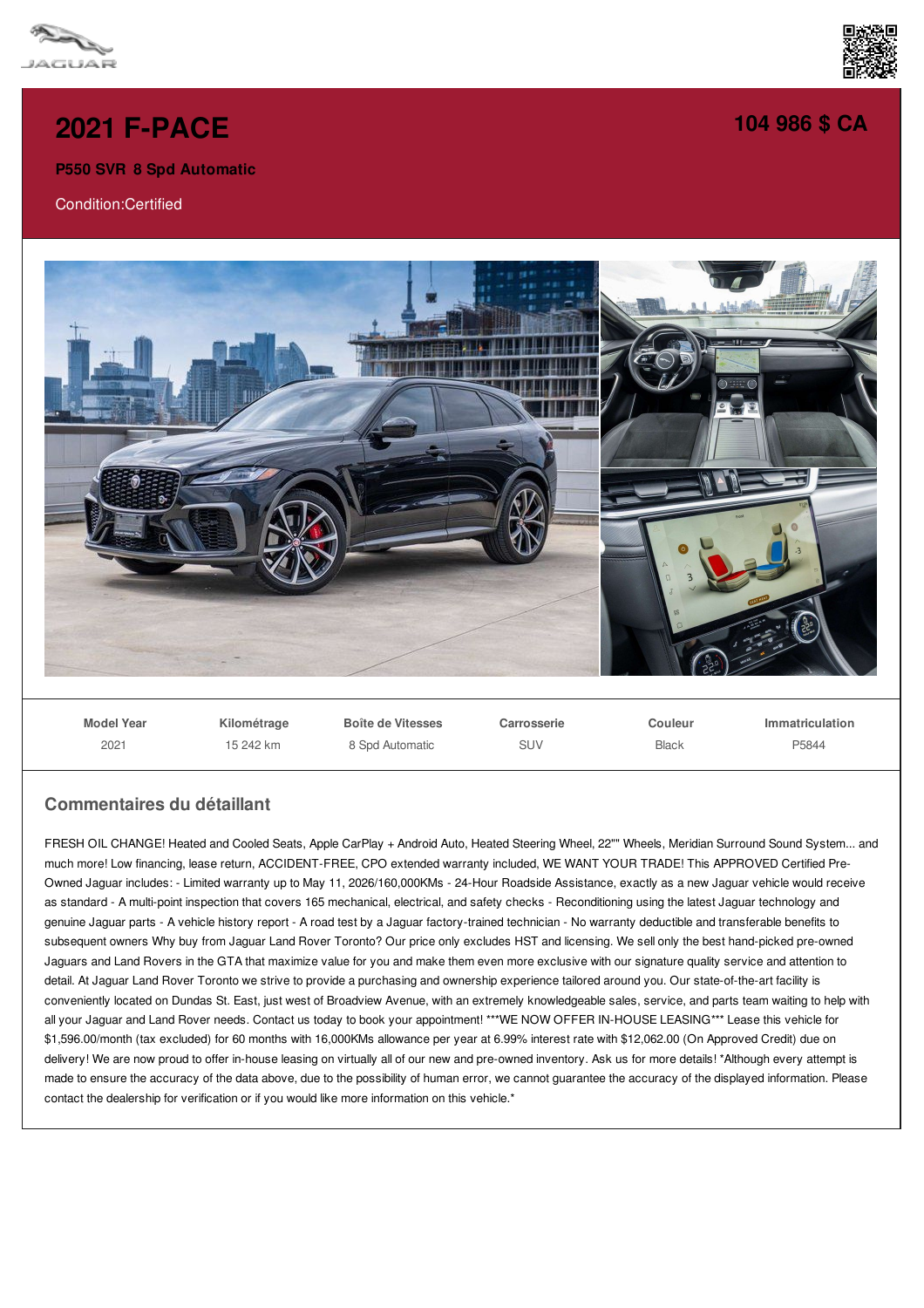# 2021 F-PACE

**104 986 $ CA**

**P550 SVR 8 Spd Automatic**

Condition:Certified

| Model Year | Kilométrage | Boîte de Vitesses | Carrosserie | Couleur | Immatriculation |
|---|---|---|---|---|---|
| 2021 | 15 242 km | 8 Spd Automatic | SUV | Black | P5844 |

## Commentaires du détaillant

FRESH OIL CHANGE! Heated and Cooled Seats, Apple CarPlay + Android Auto, Heated Steering Wheel, 22"" Wheels, Meridian Surround Sound System... and much more! Low financing, lease return, ACCIDENT-FREE, CPO extended warranty included, WE WANT YOUR TRADE! This APPROVED Certified Pre-Owned Jaguar includes: - Limited warranty up to May 11, 2026/160,000KMs - 24-Hour Roadside Assistance, exactly as a new Jaguar vehicle would receive as standard - A multi-point inspection that covers 165 mechanical, electrical, and safety checks - Reconditioning using the latest Jaguar technology and genuine Jaguar parts - A vehicle history report - A road test by a Jaguar factory-trained technician - No warranty deductible and transferable benefits to subsequent owners Why buy from Jaguar Land Rover Toronto? Our price only excludes HST and licensing. We sell only the best hand-picked pre-owned Jaguars and Land Rovers in the GTA that maximize value for you and make them even more exclusive with our signature quality service and attention to detail. At Jaguar Land Rover Toronto we strive to provide a purchasing and ownership experience tailored around you. Our state-of-the-art facility is conveniently located on Dundas St. East, just west of Broadview Avenue, with an extremely knowledgeable sales, service, and parts team waiting to help with all your Jaguar and Land Rover needs. Contact us today to book your appointment! ***WE NOW OFFER IN-HOUSE LEASING*** Lease this vehicle for $1,596.00/month (tax excluded) for 60 months with 16,000KMs allowance per year at 6.99% interest rate with $12,062.00 (On Approved Credit) due on delivery! We are now proud to offer in-house leasing on virtually all of our new and pre-owned inventory. Ask us for more details! *Although every attempt is made to ensure the accuracy of the data above, due to the possibility of human error, we cannot guarantee the accuracy of the displayed information. Please contact the dealership for verification or if you would like more information on this vehicle.*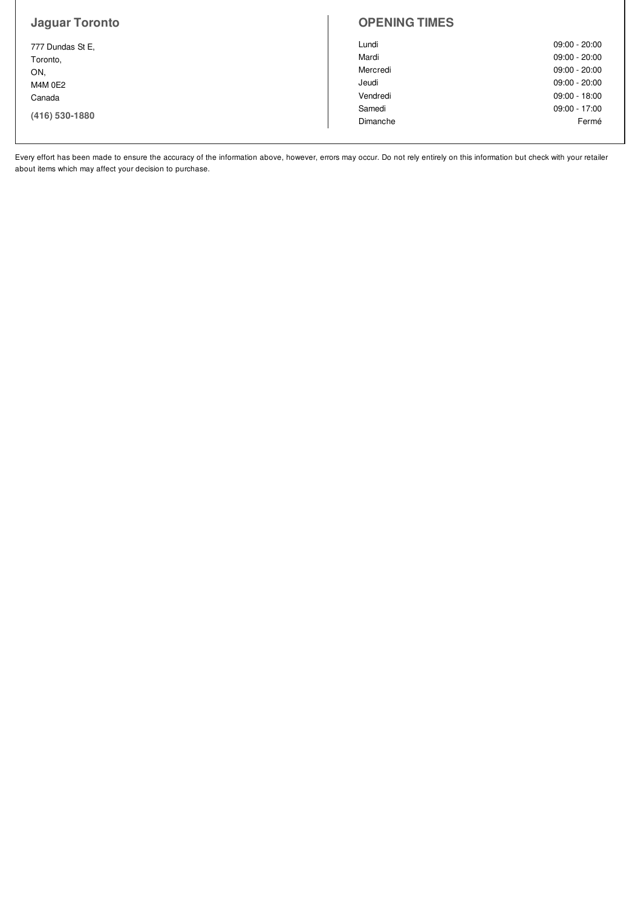## Jaguar Toronto

777 Dundas St E,
Toronto,
ON,
M4M 0E2
Canada

**(416) 530-1880**

## OPENING TIMES

| | |
|---|---|
| Lundi | 09:00 - 20:00 |
| Mardi | 09:00 - 20:00 |
| Mercredi | 09:00 - 20:00 |
| Jeudi | 09:00 - 20:00 |
| Vendredi | 09:00 - 18:00 |
| Samedi | 09:00 - 17:00 |
| Dimanche | Fermé |

Every effort has been made to ensure the accuracy of the information above, however, errors may occur. Do not rely entirely on this information but check with your retailer about items which may affect your decision to purchase.